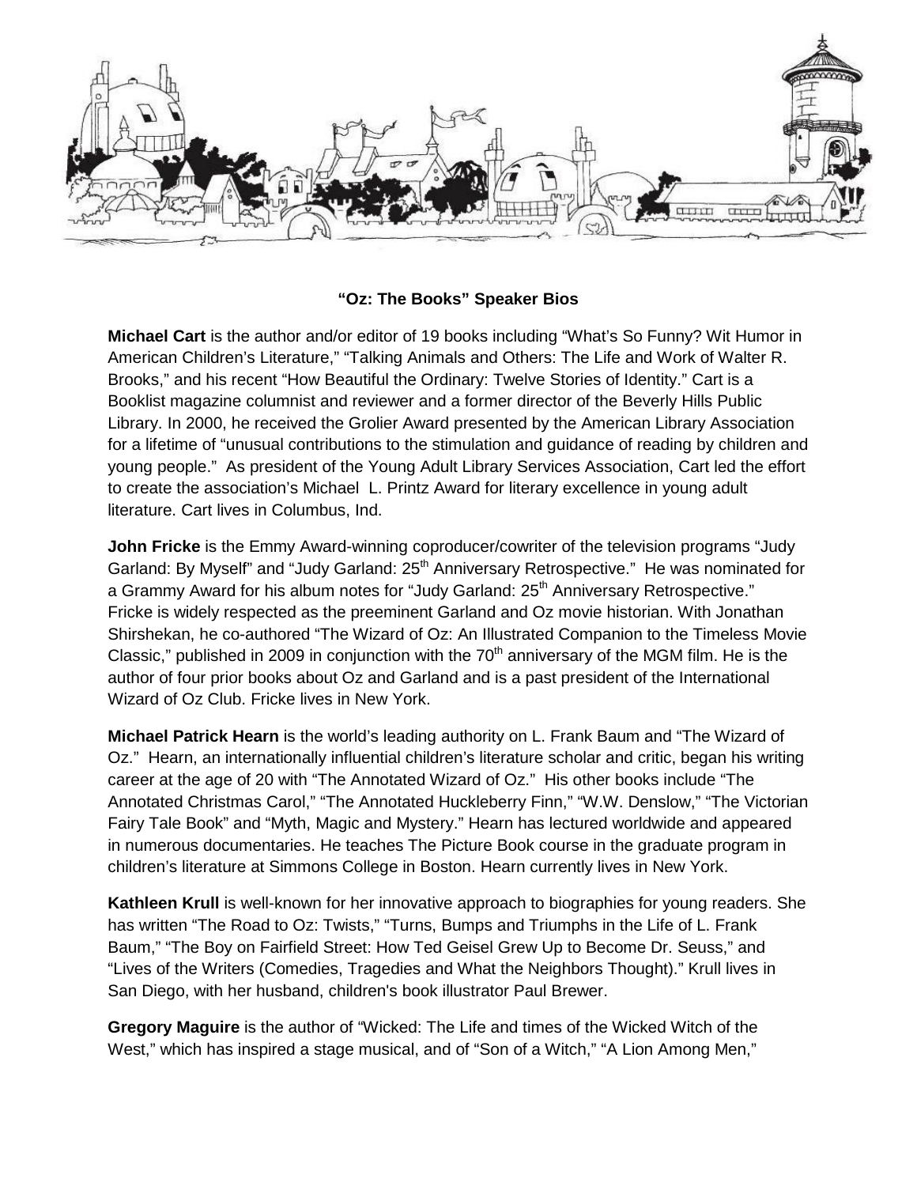**“Oz: The Books” Speaker Bios**

**Michael Cart** is the author and/or editor of 19 books including “What’s So Funny? Wit Humor in American Children’s Literature,” “Talking Animals and Others: The Life and Work of Walter R. Brooks,” and his recent “How Beautiful the Ordinary: Twelve Stories of Identity.” Cart is a Booklist magazine columnist and reviewer and a former director of the Beverly Hills Public Library. In 2000, he received the Grolier Award presented by the American Library Association for a lifetime of “unusual contributions to the stimulation and guidance of reading by children and young people.” As president of the Young Adult Library Services Association, Cart led the effort to create the association’s Michael L. Printz Award for literary excellence in young adult literature. Cart lives in Columbus, Ind.

**John Fricke** is the Emmy Award-winning coproducer/cowriter of the television programs “Judy Garland: By Myself” and “Judy Garland: 25th Anniversary Retrospective.” He was nominated for a Grammy Award for his album notes for “Judy Garland: 25th Anniversary Retrospective.” Fricke is widely respected as the preeminent Garland and Oz movie historian. With Jonathan Shirshekan, he co-authored “The Wizard of Oz: An Illustrated Companion to the Timeless Movie Classic,” published in 2009 in conjunction with the 70th anniversary of the MGM film. He is the author of four prior books about Oz and Garland and is a past president of the International Wizard of Oz Club. Fricke lives in New York.

**Michael Patrick Hearn** is the world’s leading authority on L. Frank Baum and “The Wizard of Oz.” Hearn, an internationally influential children’s literature scholar and critic, began his writing career at the age of 20 with “The Annotated Wizard of Oz.” His other books include “The Annotated Christmas Carol,” “The Annotated Huckleberry Finn,” “W.W. Denslow,” “The Victorian Fairy Tale Book” and “Myth, Magic and Mystery.” Hearn has lectured worldwide and appeared in numerous documentaries. He teaches The Picture Book course in the graduate program in children’s literature at Simmons College in Boston. Hearn currently lives in New York.

**Kathleen Krull** is well-known for her innovative approach to biographies for young readers. She has written “The Road to Oz: Twists,” “Turns, Bumps and Triumphs in the Life of L. Frank Baum,” “The Boy on Fairfield Street: How Ted Geisel Grew Up to Become Dr. Seuss,” and “Lives of the Writers (Comedies, Tragedies and What the Neighbors Thought).” Krull lives in San Diego, with her husband, children's book illustrator Paul Brewer.

**Gregory Maguire** is the author of “Wicked: The Life and times of the Wicked Witch of the West,” which has inspired a stage musical, and of “Son of a Witch,” “A Lion Among Men,”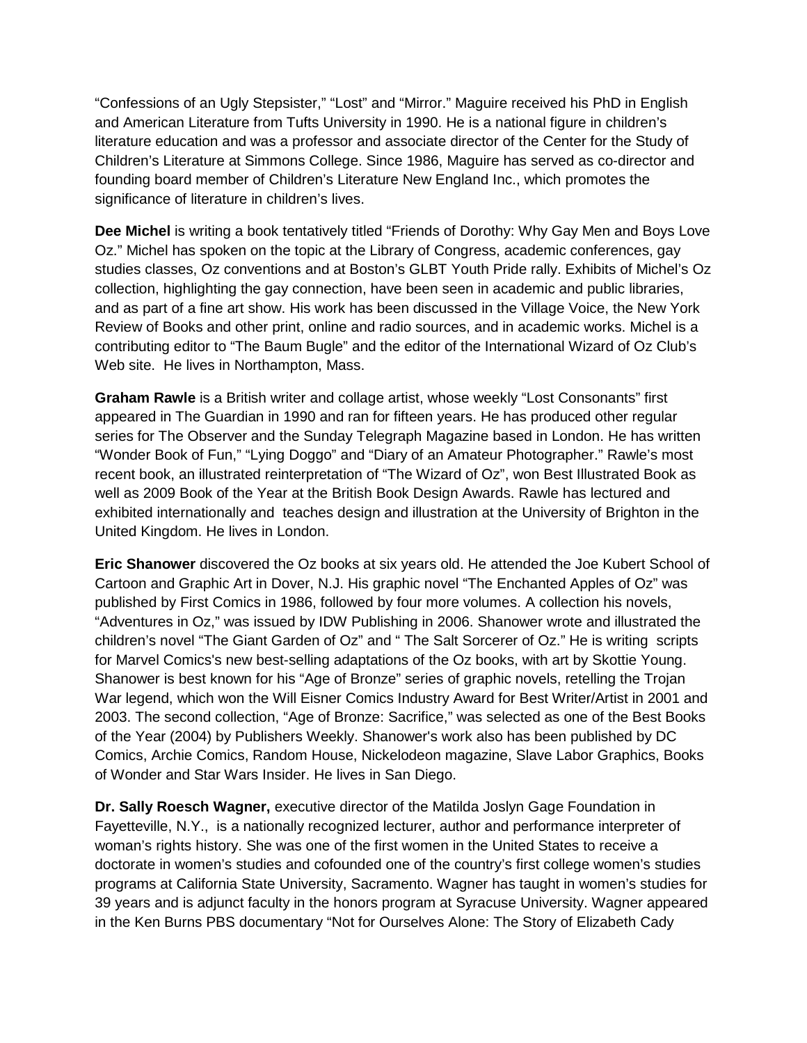“Confessions of an Ugly Stepsister,” “Lost” and “Mirror.” Maguire received his PhD in English and American Literature from Tufts University in 1990. He is a national figure in children’s literature education and was a professor and associate director of the Center for the Study of Children’s Literature at Simmons College. Since 1986, Maguire has served as co-director and founding board member of Children’s Literature New England Inc., which promotes the significance of literature in children’s lives.

**Dee Michel** is writing a book tentatively titled “Friends of Dorothy: Why Gay Men and Boys Love Oz.” Michel has spoken on the topic at the Library of Congress, academic conferences, gay studies classes, Oz conventions and at Boston’s GLBT Youth Pride rally. Exhibits of Michel’s Oz collection, highlighting the gay connection, have been seen in academic and public libraries, and as part of a fine art show. His work has been discussed in the Village Voice, the New York Review of Books and other print, online and radio sources, and in academic works. Michel is a contributing editor to “The Baum Bugle” and the editor of the International Wizard of Oz Club’s Web site. He lives in Northampton, Mass.

**Graham Rawle** is a British writer and collage artist, whose weekly “Lost Consonants” first appeared in The Guardian in 1990 and ran for fifteen years. He has produced other regular series for The Observer and the Sunday Telegraph Magazine based in London. He has written “Wonder Book of Fun,” “Lying Doggo” and “Diary of an Amateur Photographer.” Rawle’s most recent book, an illustrated reinterpretation of “The Wizard of Oz”, won Best Illustrated Book as well as 2009 Book of the Year at the British Book Design Awards. Rawle has lectured and exhibited internationally and teaches design and illustration at the University of Brighton in the United Kingdom. He lives in London.

**Eric Shanower** discovered the Oz books at six years old. He attended the Joe Kubert School of Cartoon and Graphic Art in Dover, N.J. His graphic novel “The Enchanted Apples of Oz” was published by First Comics in 1986, followed by four more volumes. A collection his novels, “Adventures in Oz,” was issued by IDW Publishing in 2006. Shanower wrote and illustrated the children’s novel “The Giant Garden of Oz” and “ The Salt Sorcerer of Oz.” He is writing scripts for Marvel Comics's new best-selling adaptations of the Oz books, with art by Skottie Young. Shanower is best known for his “Age of Bronze” series of graphic novels, retelling the Trojan War legend, which won the Will Eisner Comics Industry Award for Best Writer/Artist in 2001 and 2003. The second collection, “Age of Bronze: Sacrifice,” was selected as one of the Best Books of the Year (2004) by Publishers Weekly. Shanower's work also has been published by DC Comics, Archie Comics, Random House, Nickelodeon magazine, Slave Labor Graphics, Books of Wonder and Star Wars Insider. He lives in San Diego.

**Dr. Sally Roesch Wagner,** executive director of the Matilda Joslyn Gage Foundation in Fayetteville, N.Y., is a nationally recognized lecturer, author and performance interpreter of woman’s rights history. She was one of the first women in the United States to receive a doctorate in women’s studies and cofounded one of the country’s first college women’s studies programs at California State University, Sacramento. Wagner has taught in women’s studies for 39 years and is adjunct faculty in the honors program at Syracuse University. Wagner appeared in the Ken Burns PBS documentary “Not for Ourselves Alone: The Story of Elizabeth Cady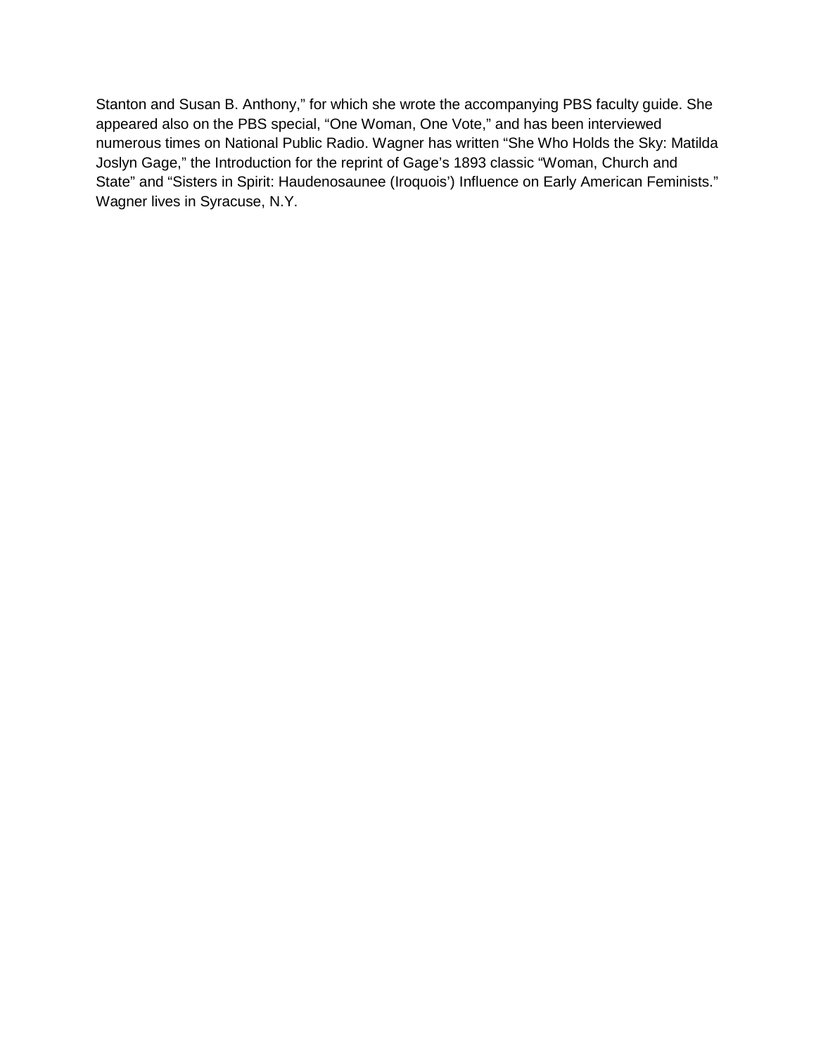Stanton and Susan B. Anthony," for which she wrote the accompanying PBS faculty guide. She appeared also on the PBS special, "One Woman, One Vote," and has been interviewed numerous times on National Public Radio. Wagner has written "She Who Holds the Sky: Matilda Joslyn Gage," the Introduction for the reprint of Gage's 1893 classic "Woman, Church and State" and "Sisters in Spirit: Haudenosaunee (Iroquois') Influence on Early American Feminists." Wagner lives in Syracuse, N.Y.